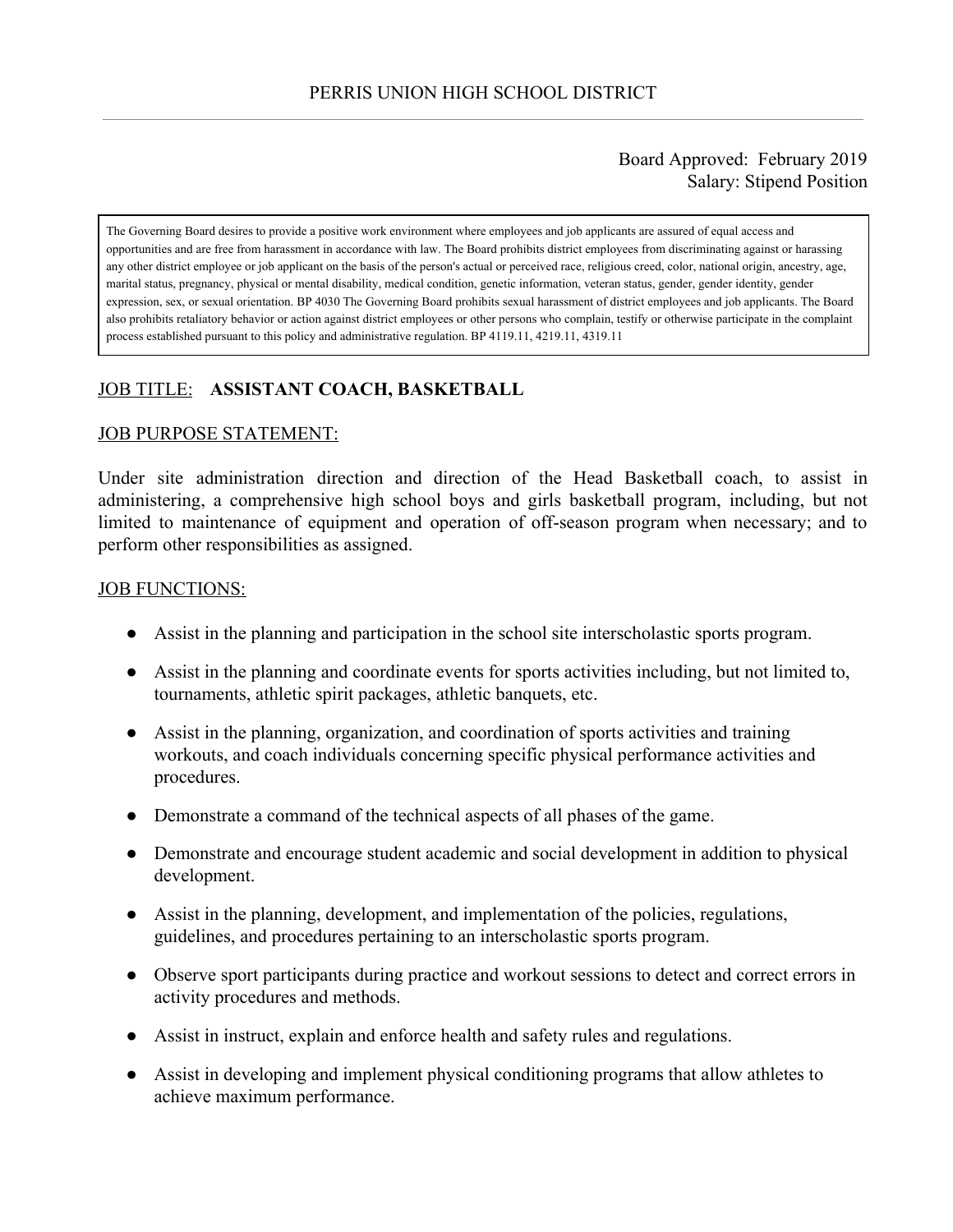# PERRIS UNION HIGH SCHOOL DISTRICT

Board Approved: February 2019
Salary: Stipend Position

The Governing Board desires to provide a positive work environment where employees and job applicants are assured of equal access and opportunities and are free from harassment in accordance with law. The Board prohibits district employees from discriminating against or harassing any other district employee or job applicant on the basis of the person's actual or perceived race, religious creed, color, national origin, ancestry, age, marital status, pregnancy, physical or mental disability, medical condition, genetic information, veteran status, gender, gender identity, gender expression, sex, or sexual orientation. BP 4030 The Governing Board prohibits sexual harassment of district employees and job applicants. The Board also prohibits retaliatory behavior or action against district employees or other persons who complain, testify or otherwise participate in the complaint process established pursuant to this policy and administrative regulation. BP 4119.11, 4219.11, 4319.11

JOB TITLE: **ASSISTANT COACH, BASKETBALL**

JOB PURPOSE STATEMENT:

Under site administration direction and direction of the Head Basketball coach, to assist in administering, a comprehensive high school boys and girls basketball program, including, but not limited to maintenance of equipment and operation of off-season program when necessary; and to perform other responsibilities as assigned.

JOB FUNCTIONS:

- Assist in the planning and participation in the school site interscholastic sports program.
- Assist in the planning and coordinate events for sports activities including, but not limited to, tournaments, athletic spirit packages, athletic banquets, etc.
- Assist in the planning, organization, and coordination of sports activities and training workouts, and coach individuals concerning specific physical performance activities and procedures.
- Demonstrate a command of the technical aspects of all phases of the game.
- Demonstrate and encourage student academic and social development in addition to physical development.
- Assist in the planning, development, and implementation of the policies, regulations, guidelines, and procedures pertaining to an interscholastic sports program.
- Observe sport participants during practice and workout sessions to detect and correct errors in activity procedures and methods.
- Assist in instruct, explain and enforce health and safety rules and regulations.
- Assist in developing and implement physical conditioning programs that allow athletes to achieve maximum performance.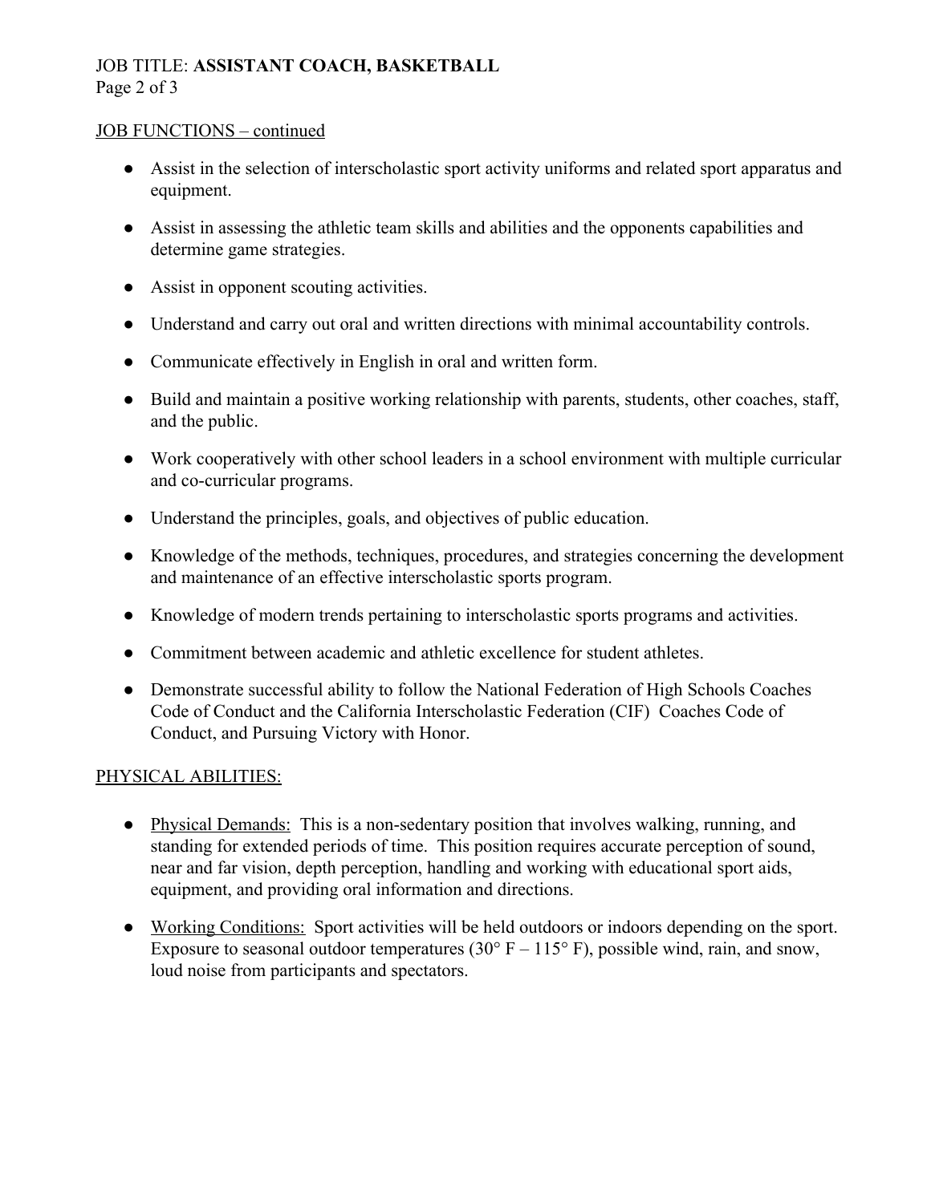JOB FUNCTIONS – continued

- Assist in the selection of interscholastic sport activity uniforms and related sport apparatus and equipment.
- Assist in assessing the athletic team skills and abilities and the opponents capabilities and determine game strategies.
- Assist in opponent scouting activities.
- Understand and carry out oral and written directions with minimal accountability controls.
- Communicate effectively in English in oral and written form.
- Build and maintain a positive working relationship with parents, students, other coaches, staff, and the public.
- Work cooperatively with other school leaders in a school environment with multiple curricular and co-curricular programs.
- Understand the principles, goals, and objectives of public education.
- Knowledge of the methods, techniques, procedures, and strategies concerning the development and maintenance of an effective interscholastic sports program.
- Knowledge of modern trends pertaining to interscholastic sports programs and activities.
- Commitment between academic and athletic excellence for student athletes.
- Demonstrate successful ability to follow the National Federation of High Schools Coaches Code of Conduct and the California Interscholastic Federation (CIF) Coaches Code of Conduct, and Pursuing Victory with Honor.

## PHYSICAL ABILITIES:

- Physical Demands: This is a non-sedentary position that involves walking, running, and standing for extended periods of time. This position requires accurate perception of sound, near and far vision, depth perception, handling and working with educational sport aids, equipment, and providing oral information and directions.
- Working Conditions: Sport activities will be held outdoors or indoors depending on the sport. Exposure to seasonal outdoor temperatures (30° F – 115° F), possible wind, rain, and snow, loud noise from participants and spectators.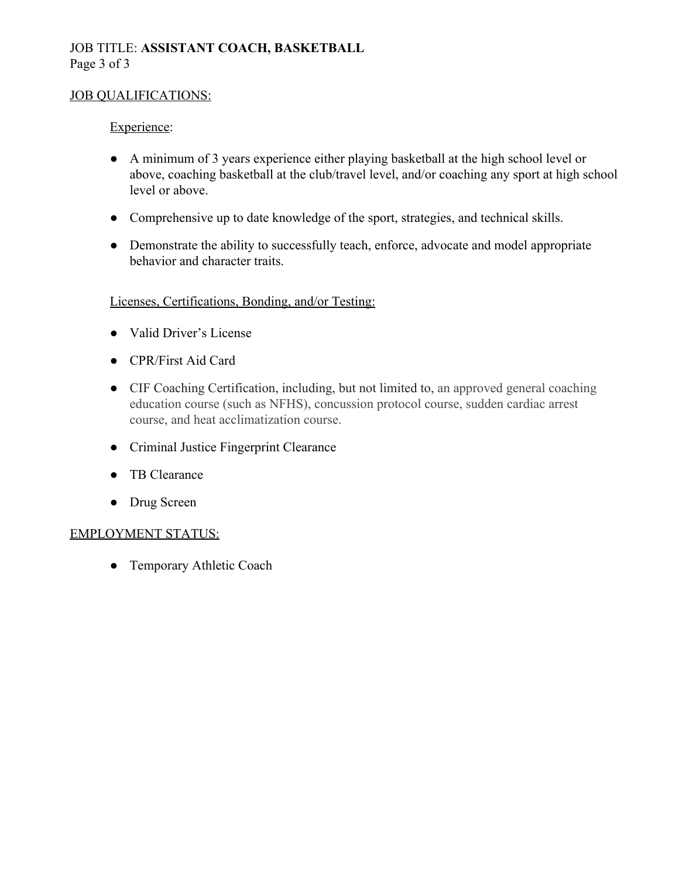JOB TITLE: **ASSISTANT COACH, BASKETBALL**

## JOB QUALIFICATIONS:

### Experience:

- A minimum of 3 years experience either playing basketball at the high school level or above, coaching basketball at the club/travel level, and/or coaching any sport at high school level or above.
- Comprehensive up to date knowledge of the sport, strategies, and technical skills.
- Demonstrate the ability to successfully teach, enforce, advocate and model appropriate behavior and character traits.

### Licenses, Certifications, Bonding, and/or Testing:

- Valid Driver's License
- CPR/First Aid Card
- CIF Coaching Certification, including, but not limited to, an approved general coaching education course (such as NFHS), concussion protocol course, sudden cardiac arrest course, and heat acclimatization course.
- Criminal Justice Fingerprint Clearance
- TB Clearance
- Drug Screen

## EMPLOYMENT STATUS:

- Temporary Athletic Coach